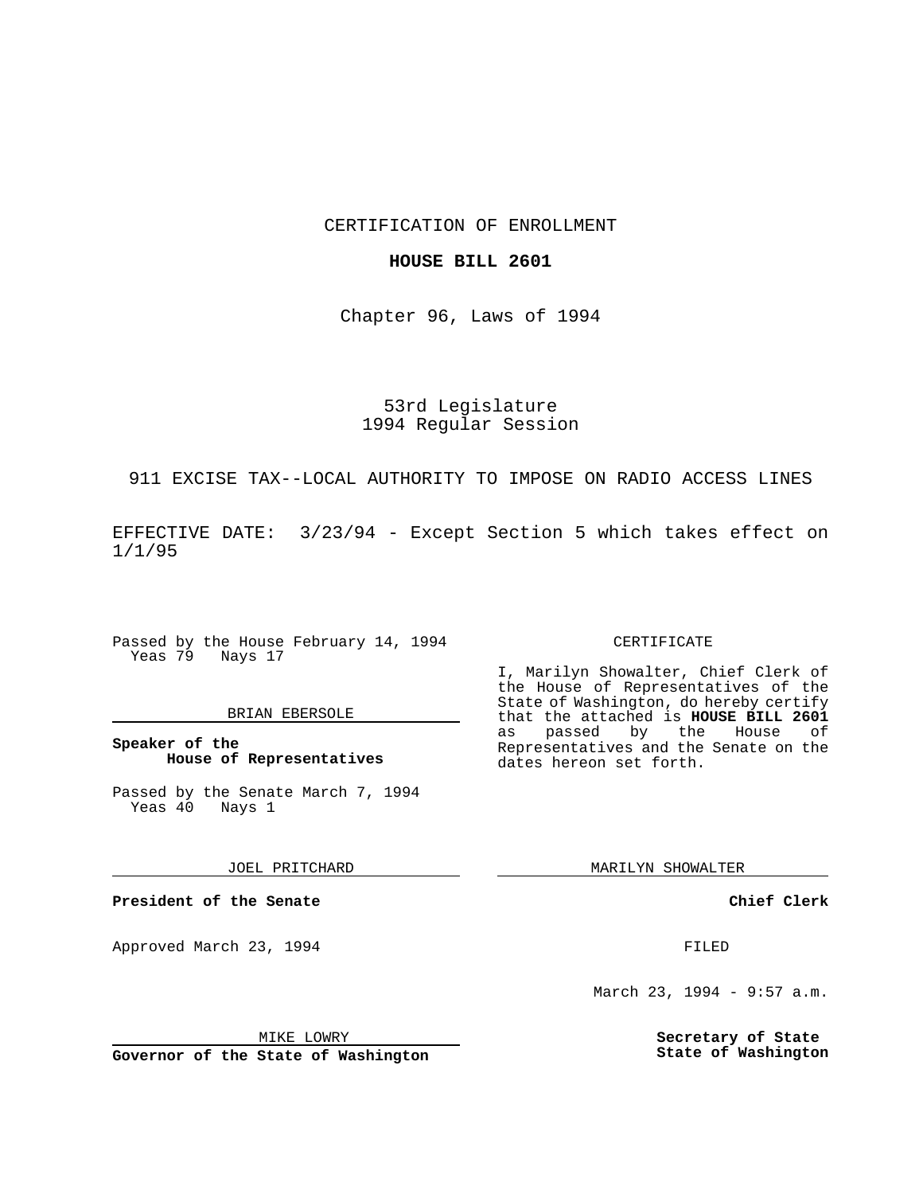CERTIFICATION OF ENROLLMENT

**HOUSE BILL 2601**

Chapter 96, Laws of 1994

53rd Legislature
1994 Regular Session

911 EXCISE TAX--LOCAL AUTHORITY TO IMPOSE ON RADIO ACCESS LINES

EFFECTIVE DATE: 3/23/94 - Except Section 5 which takes effect on 1/1/95

Passed by the House February 14, 1994
Yeas 79 Nays 17

BRIAN EBERSOLE

**Speaker of the House of Representatives**

Passed by the Senate March 7, 1994
Yeas 40 Nays 1

JOEL PRITCHARD

**President of the Senate**

Approved March 23, 1994

MIKE LOWRY

**Governor of the State of Washington**

CERTIFICATE

I, Marilyn Showalter, Chief Clerk of the House of Representatives of the State of Washington, do hereby certify that the attached is **HOUSE BILL 2601** as passed by the House of Representatives and the Senate on the dates hereon set forth.

MARILYN SHOWALTER

**Chief Clerk**

FILED

March 23, 1994 - 9:57 a.m.

**Secretary of State State of Washington**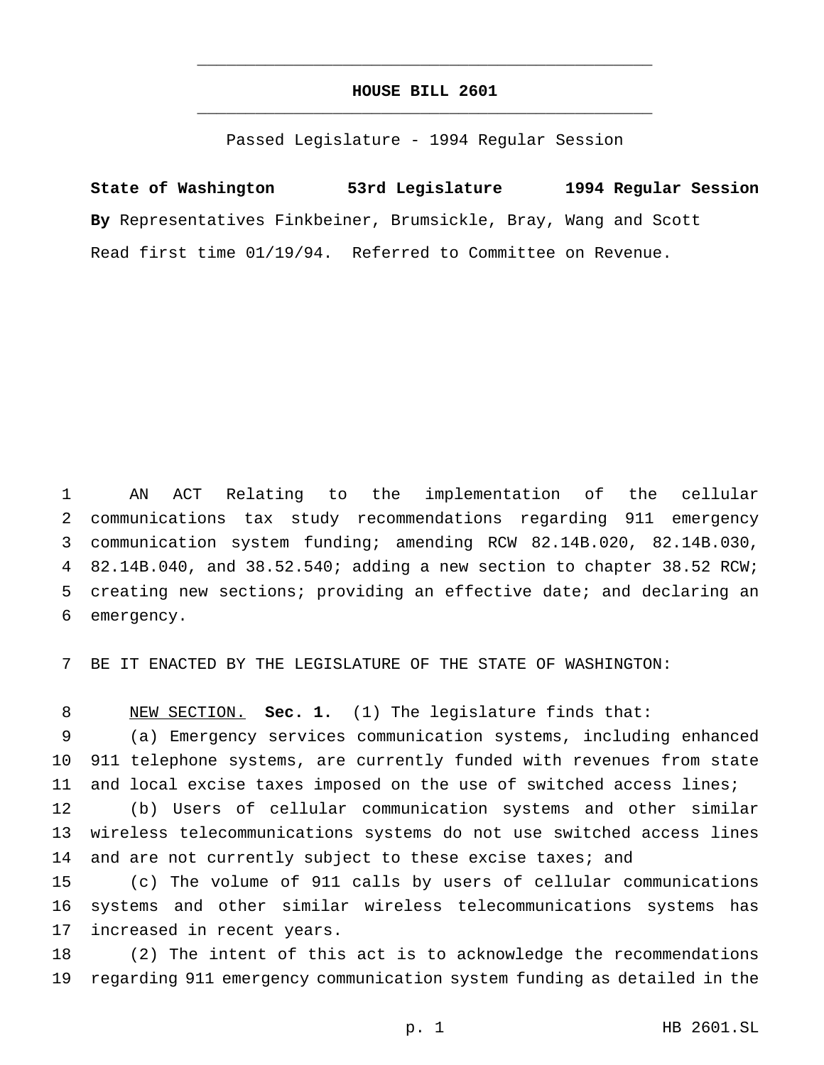# HOUSE BILL 2601

Passed Legislature - 1994 Regular Session

**State of Washington 53rd Legislature 1994 Regular Session**

**By** Representatives Finkbeiner, Brumsickle, Bray, Wang and Scott

Read first time 01/19/94. Referred to Committee on Revenue.

AN ACT Relating to the implementation of the cellular communications tax study recommendations regarding 911 emergency communication system funding; amending RCW 82.14B.020, 82.14B.030, 82.14B.040, and 38.52.540; adding a new section to chapter 38.52 RCW; creating new sections; providing an effective date; and declaring an emergency.

BE IT ENACTED BY THE LEGISLATURE OF THE STATE OF WASHINGTON:

NEW SECTION. **Sec. 1.** (1) The legislature finds that:

(a) Emergency services communication systems, including enhanced 911 telephone systems, are currently funded with revenues from state and local excise taxes imposed on the use of switched access lines;

(b) Users of cellular communication systems and other similar wireless telecommunications systems do not use switched access lines and are not currently subject to these excise taxes; and

(c) The volume of 911 calls by users of cellular communications systems and other similar wireless telecommunications systems has increased in recent years.

(2) The intent of this act is to acknowledge the recommendations regarding 911 emergency communication system funding as detailed in the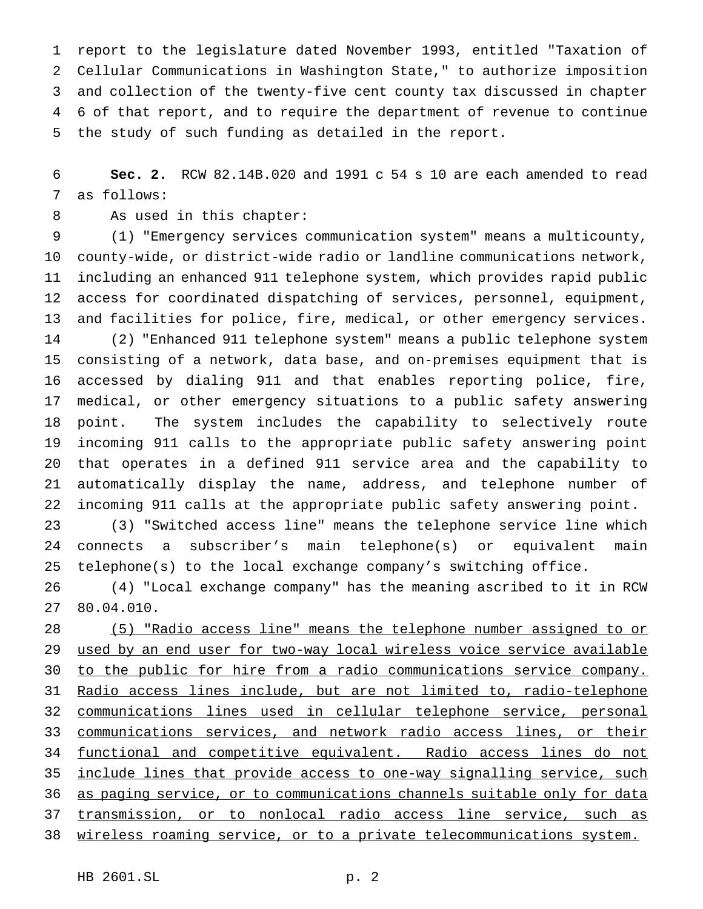report to the legislature dated November 1993, entitled "Taxation of Cellular Communications in Washington State," to authorize imposition and collection of the twenty-five cent county tax discussed in chapter 6 of that report, and to require the department of revenue to continue the study of such funding as detailed in the report.

**Sec. 2.** RCW 82.14B.020 and 1991 c 54 s 10 are each amended to read as follows:

As used in this chapter:

(1) "Emergency services communication system" means a multicounty, county-wide, or district-wide radio or landline communications network, including an enhanced 911 telephone system, which provides rapid public access for coordinated dispatching of services, personnel, equipment, and facilities for police, fire, medical, or other emergency services.

(2) "Enhanced 911 telephone system" means a public telephone system consisting of a network, data base, and on-premises equipment that is accessed by dialing 911 and that enables reporting police, fire, medical, or other emergency situations to a public safety answering point. The system includes the capability to selectively route incoming 911 calls to the appropriate public safety answering point that operates in a defined 911 service area and the capability to automatically display the name, address, and telephone number of incoming 911 calls at the appropriate public safety answering point.

(3) "Switched access line" means the telephone service line which connects a subscriber's main telephone(s) or equivalent main telephone(s) to the local exchange company's switching office.

(4) "Local exchange company" has the meaning ascribed to it in RCW 80.04.010.

<u>(5) "Radio access line" means the telephone number assigned to or used by an end user for two-way local wireless voice service available to the public for hire from a radio communications service company. Radio access lines include, but are not limited to, radio-telephone communications lines used in cellular telephone service, personal communications services, and network radio access lines, or their functional and competitive equivalent. Radio access lines do not include lines that provide access to one-way signalling service, such as paging service, or to communications channels suitable only for data transmission, or to nonlocal radio access line service, such as wireless roaming service, or to a private telecommunications system.</u>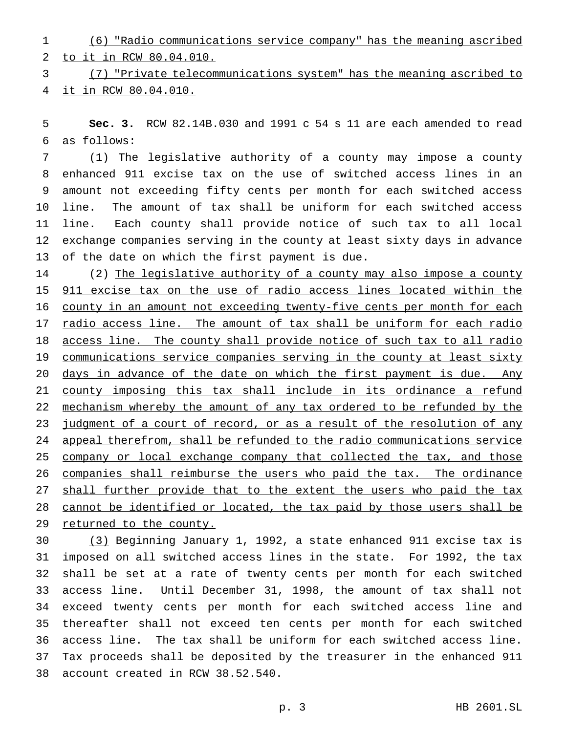(6) "Radio communications service company" has the meaning ascribed to it in RCW 80.04.010.

(7) "Private telecommunications system" has the meaning ascribed to it in RCW 80.04.010.

**Sec. 3.** RCW 82.14B.030 and 1991 c 54 s 11 are each amended to read as follows:

(1) The legislative authority of a county may impose a county enhanced 911 excise tax on the use of switched access lines in an amount not exceeding fifty cents per month for each switched access line. The amount of tax shall be uniform for each switched access line. Each county shall provide notice of such tax to all local exchange companies serving in the county at least sixty days in advance of the date on which the first payment is due.

(2) The legislative authority of a county may also impose a county 911 excise tax on the use of radio access lines located within the county in an amount not exceeding twenty-five cents per month for each radio access line. The amount of tax shall be uniform for each radio access line. The county shall provide notice of such tax to all radio communications service companies serving in the county at least sixty days in advance of the date on which the first payment is due. Any county imposing this tax shall include in its ordinance a refund mechanism whereby the amount of any tax ordered to be refunded by the judgment of a court of record, or as a result of the resolution of any appeal therefrom, shall be refunded to the radio communications service company or local exchange company that collected the tax, and those companies shall reimburse the users who paid the tax. The ordinance shall further provide that to the extent the users who paid the tax cannot be identified or located, the tax paid by those users shall be returned to the county.

(3) Beginning January 1, 1992, a state enhanced 911 excise tax is imposed on all switched access lines in the state. For 1992, the tax shall be set at a rate of twenty cents per month for each switched access line. Until December 31, 1998, the amount of tax shall not exceed twenty cents per month for each switched access line and thereafter shall not exceed ten cents per month for each switched access line. The tax shall be uniform for each switched access line. Tax proceeds shall be deposited by the treasurer in the enhanced 911 account created in RCW 38.52.540.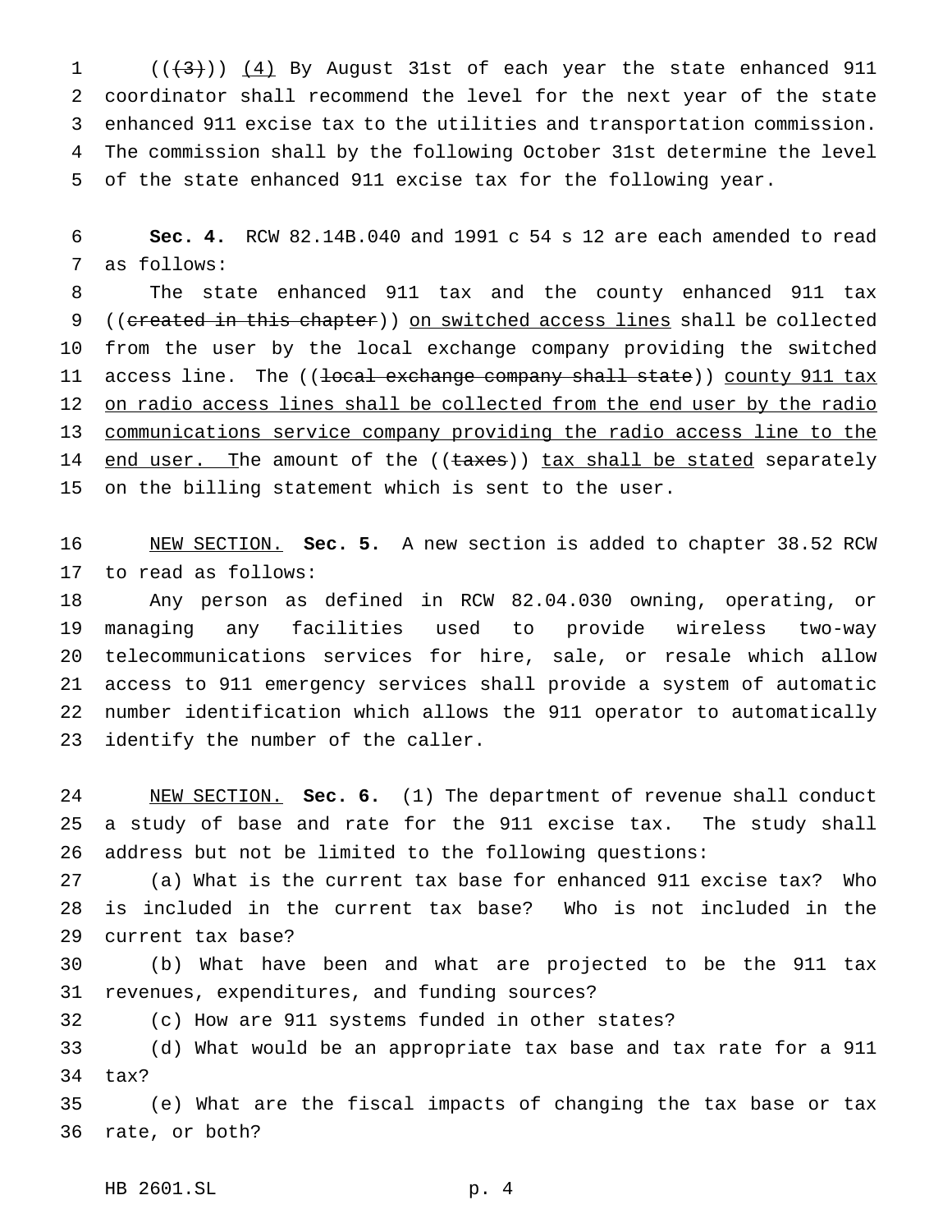(((3))) (4) By August 31st of each year the state enhanced 911 coordinator shall recommend the level for the next year of the state enhanced 911 excise tax to the utilities and transportation commission. The commission shall by the following October 31st determine the level of the state enhanced 911 excise tax for the following year.

**Sec. 4.** RCW 82.14B.040 and 1991 c 54 s 12 are each amended to read as follows:

The state enhanced 911 tax and the county enhanced 911 tax ((created in this chapter)) on switched access lines shall be collected from the user by the local exchange company providing the switched access line. The ((local exchange company shall state)) county 911 tax on radio access lines shall be collected from the end user by the radio communications service company providing the radio access line to the end user. The amount of the ((taxes)) tax shall be stated separately on the billing statement which is sent to the user.

NEW SECTION. **Sec. 5.** A new section is added to chapter 38.52 RCW to read as follows:

Any person as defined in RCW 82.04.030 owning, operating, or managing any facilities used to provide wireless two-way telecommunications services for hire, sale, or resale which allow access to 911 emergency services shall provide a system of automatic number identification which allows the 911 operator to automatically identify the number of the caller.

NEW SECTION. **Sec. 6.** (1) The department of revenue shall conduct a study of base and rate for the 911 excise tax. The study shall address but not be limited to the following questions:

(a) What is the current tax base for enhanced 911 excise tax? Who is included in the current tax base? Who is not included in the current tax base?

(b) What have been and what are projected to be the 911 tax revenues, expenditures, and funding sources?

(c) How are 911 systems funded in other states?

(d) What would be an appropriate tax base and tax rate for a 911 tax?

(e) What are the fiscal impacts of changing the tax base or tax rate, or both?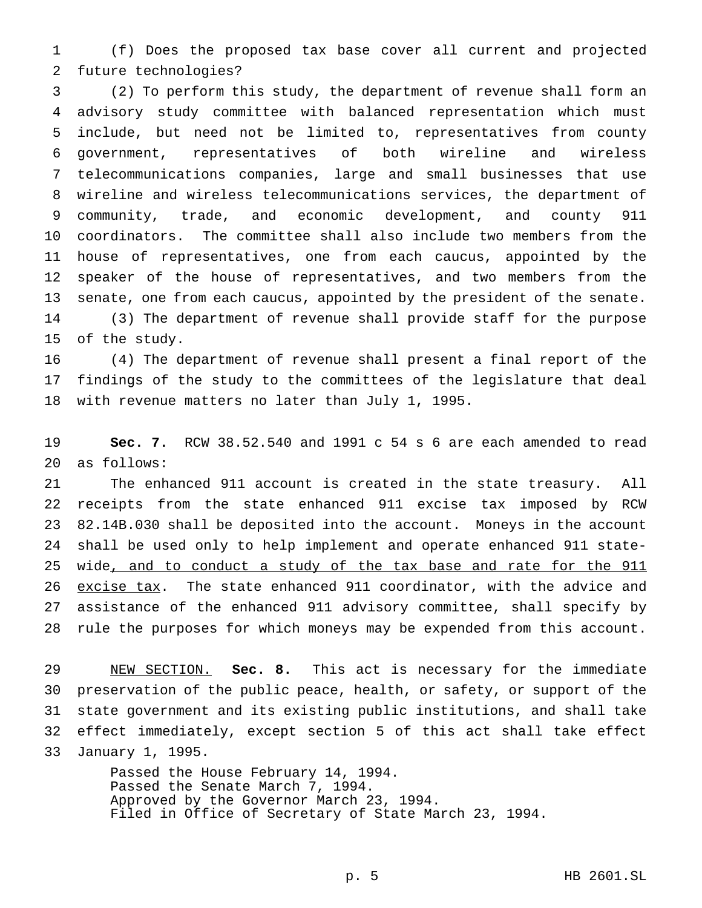(f) Does the proposed tax base cover all current and projected future technologies?

(2) To perform this study, the department of revenue shall form an advisory study committee with balanced representation which must include, but need not be limited to, representatives from county government, representatives of both wireline and wireless telecommunications companies, large and small businesses that use wireline and wireless telecommunications services, the department of community, trade, and economic development, and county 911 coordinators. The committee shall also include two members from the house of representatives, one from each caucus, appointed by the speaker of the house of representatives, and two members from the senate, one from each caucus, appointed by the president of the senate.

(3) The department of revenue shall provide staff for the purpose of the study.

(4) The department of revenue shall present a final report of the findings of the study to the committees of the legislature that deal with revenue matters no later than July 1, 1995.

**Sec. 7.** RCW 38.52.540 and 1991 c 54 s 6 are each amended to read as follows:

The enhanced 911 account is created in the state treasury. All receipts from the state enhanced 911 excise tax imposed by RCW 82.14B.030 shall be deposited into the account. Moneys in the account shall be used only to help implement and operate enhanced 911 statewide, and to conduct a study of the tax base and rate for the 911 excise tax. The state enhanced 911 coordinator, with the advice and assistance of the enhanced 911 advisory committee, shall specify by rule the purposes for which moneys may be expended from this account.

NEW SECTION. **Sec. 8.** This act is necessary for the immediate preservation of the public peace, health, or safety, or support of the state government and its existing public institutions, and shall take effect immediately, except section 5 of this act shall take effect January 1, 1995.

Passed the House February 14, 1994.
Passed the Senate March 7, 1994.
Approved by the Governor March 23, 1994.
Filed in Office of Secretary of State March 23, 1994.